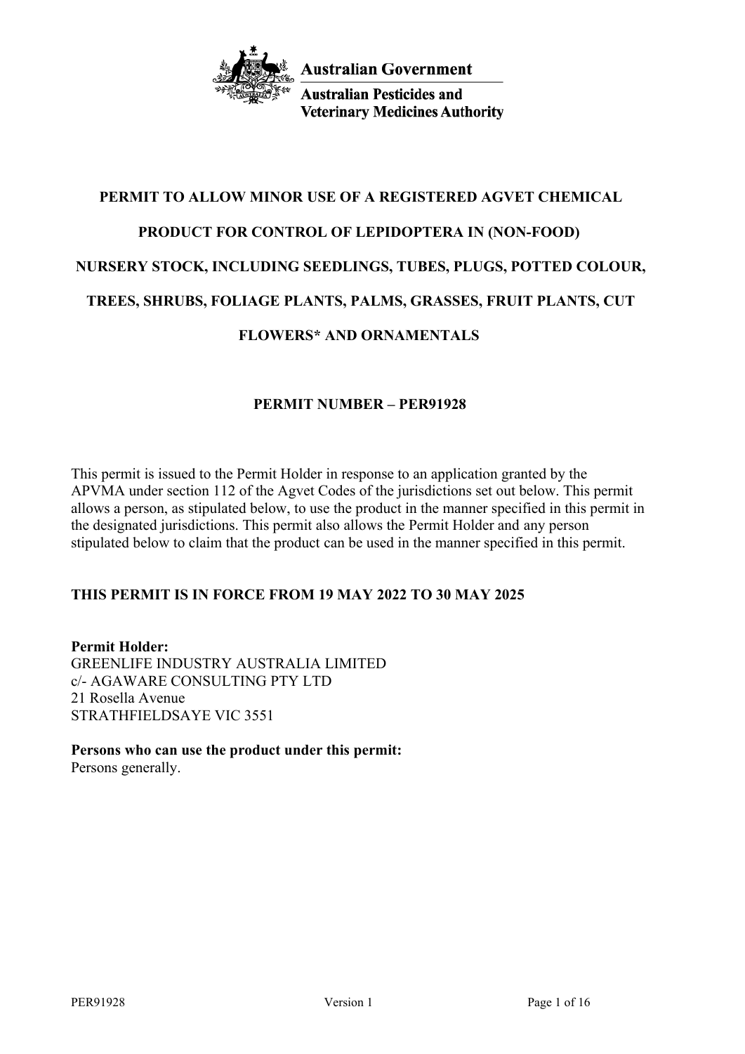Australian Government

Australian Pesticides and Veterinary Medicines Authority

# PERMIT TO ALLOW MINOR USE OF A REGISTERED AGVET CHEMICAL PRODUCT FOR CONTROL OF LEPIDOPTERA IN (NON-FOOD) NURSERY STOCK, INCLUDING SEEDLINGS, TUBES, PLUGS, POTTED COLOUR, TREES, SHRUBS, FOLIAGE PLANTS, PALMS, GRASSES, FRUIT PLANTS, CUT FLOWERS* AND ORNAMENTALS

## PERMIT NUMBER – PER91928

This permit is issued to the Permit Holder in response to an application granted by the APVMA under section 112 of the Agvet Codes of the jurisdictions set out below. This permit allows a person, as stipulated below, to use the product in the manner specified in this permit in the designated jurisdictions. This permit also allows the Permit Holder and any person stipulated below to claim that the product can be used in the manner specified in this permit.

**THIS PERMIT IS IN FORCE FROM 19 MAY 2022 TO 30 MAY 2025**

**Permit Holder:**
GREENLIFE INDUSTRY AUSTRALIA LIMITED
c/- AGAWARE CONSULTING PTY LTD
21 Rosella Avenue
STRATHFIELDSAYE VIC 3551

**Persons who can use the product under this permit:**
Persons generally.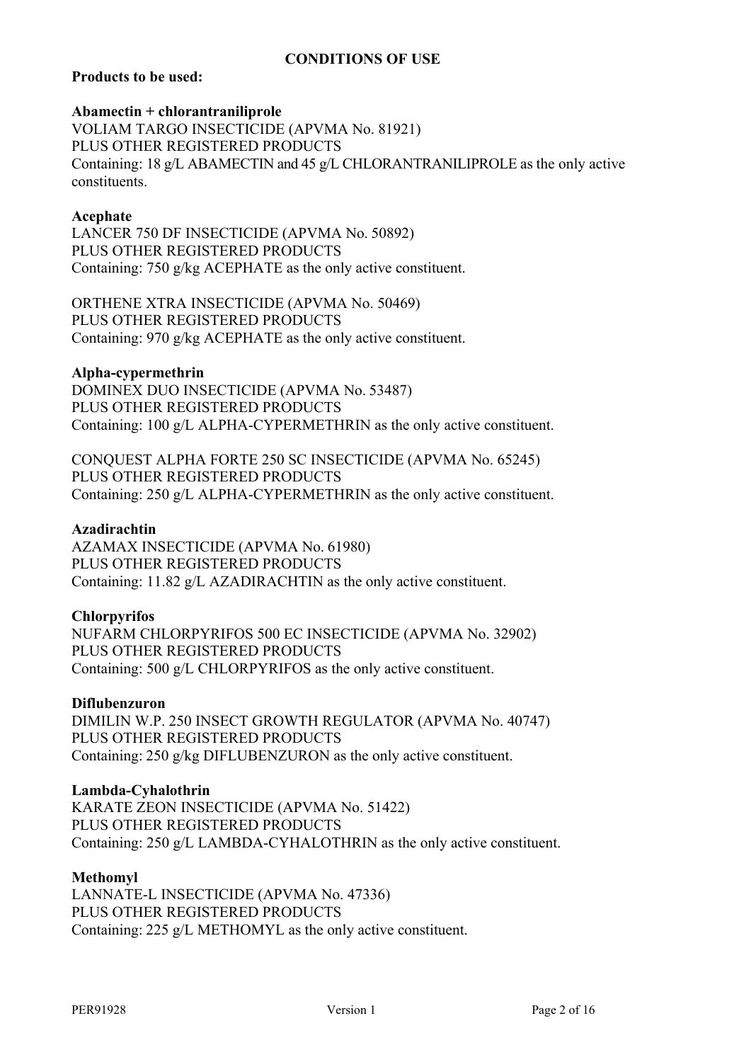## CONDITIONS OF USE

**Products to be used:**

**Abamectin + chlorantraniliprole**
VOLIAM TARGO INSECTICIDE (APVMA No. 81921)
PLUS OTHER REGISTERED PRODUCTS
Containing: 18 g/L ABAMECTIN and 45 g/L CHLORANTRANILIPROLE as the only active constituents.

**Acephate**
LANCER 750 DF INSECTICIDE (APVMA No. 50892)
PLUS OTHER REGISTERED PRODUCTS
Containing: 750 g/kg ACEPHATE as the only active constituent.

ORTHENE XTRA INSECTICIDE (APVMA No. 50469)
PLUS OTHER REGISTERED PRODUCTS
Containing: 970 g/kg ACEPHATE as the only active constituent.

**Alpha-cypermethrin**
DOMINEX DUO INSECTICIDE (APVMA No. 53487)
PLUS OTHER REGISTERED PRODUCTS
Containing: 100 g/L ALPHA-CYPERMETHRIN as the only active constituent.

CONQUEST ALPHA FORTE 250 SC INSECTICIDE (APVMA No. 65245)
PLUS OTHER REGISTERED PRODUCTS
Containing: 250 g/L ALPHA-CYPERMETHRIN as the only active constituent.

**Azadirachtin**
AZAMAX INSECTICIDE (APVMA No. 61980)
PLUS OTHER REGISTERED PRODUCTS
Containing: 11.82 g/L AZADIRACHTIN as the only active constituent.

**Chlorpyrifos**
NUFARM CHLORPYRIFOS 500 EC INSECTICIDE (APVMA No. 32902)
PLUS OTHER REGISTERED PRODUCTS
Containing: 500 g/L CHLORPYRIFOS as the only active constituent.

**Diflubenzuron**
DIMILIN W.P. 250 INSECT GROWTH REGULATOR (APVMA No. 40747)
PLUS OTHER REGISTERED PRODUCTS
Containing: 250 g/kg DIFLUBENZURON as the only active constituent.

**Lambda-Cyhalothrin**
KARATE ZEON INSECTICIDE (APVMA No. 51422)
PLUS OTHER REGISTERED PRODUCTS
Containing: 250 g/L LAMBDA-CYHALOTHRIN as the only active constituent.

**Methomyl**
LANNATE-L INSECTICIDE (APVMA No. 47336)
PLUS OTHER REGISTERED PRODUCTS
Containing: 225 g/L METHOMYL as the only active constituent.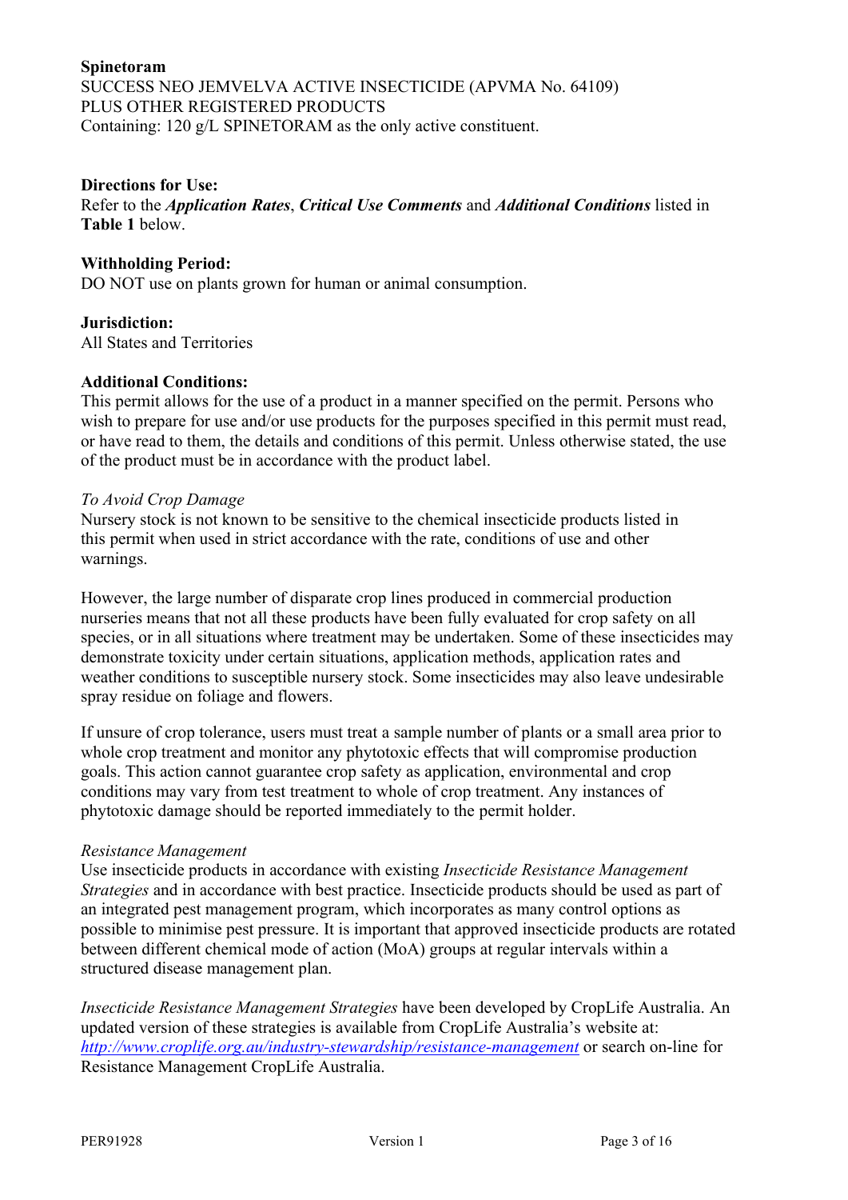**Spinetoram**
SUCCESS NEO JEMVELVA ACTIVE INSECTICIDE (APVMA No. 64109)
PLUS OTHER REGISTERED PRODUCTS
Containing: 120 g/L SPINETORAM as the only active constituent.

**Directions for Use:**
Refer to the ***Application Rates***, ***Critical Use Comments*** and ***Additional Conditions*** listed in **Table 1** below.

**Withholding Period:**
DO NOT use on plants grown for human or animal consumption.

**Jurisdiction:**
All States and Territories

**Additional Conditions:**
This permit allows for the use of a product in a manner specified on the permit. Persons who wish to prepare for use and/or use products for the purposes specified in this permit must read, or have read to them, the details and conditions of this permit. Unless otherwise stated, the use of the product must be in accordance with the product label.

*To Avoid Crop Damage*
Nursery stock is not known to be sensitive to the chemical insecticide products listed in this permit when used in strict accordance with the rate, conditions of use and other warnings.

However, the large number of disparate crop lines produced in commercial production nurseries means that not all these products have been fully evaluated for crop safety on all species, or in all situations where treatment may be undertaken. Some of these insecticides may demonstrate toxicity under certain situations, application methods, application rates and weather conditions to susceptible nursery stock. Some insecticides may also leave undesirable spray residue on foliage and flowers.

If unsure of crop tolerance, users must treat a sample number of plants or a small area prior to whole crop treatment and monitor any phytotoxic effects that will compromise production goals. This action cannot guarantee crop safety as application, environmental and crop conditions may vary from test treatment to whole of crop treatment. Any instances of phytotoxic damage should be reported immediately to the permit holder.

*Resistance Management*
Use insecticide products in accordance with existing *Insecticide Resistance Management Strategies* and in accordance with best practice. Insecticide products should be used as part of an integrated pest management program, which incorporates as many control options as possible to minimise pest pressure. It is important that approved insecticide products are rotated between different chemical mode of action (MoA) groups at regular intervals within a structured disease management plan.

*Insecticide Resistance Management Strategies* have been developed by CropLife Australia. An updated version of these strategies is available from CropLife Australia's website at: *http://www.croplife.org.au/industry-stewardship/resistance-management* or search on-line for Resistance Management CropLife Australia.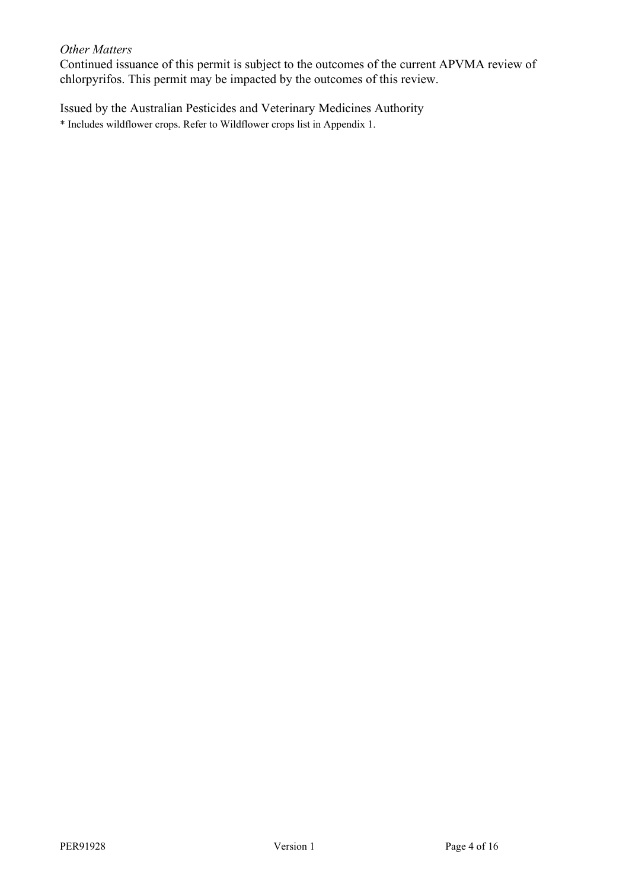*Other Matters*

Continued issuance of this permit is subject to the outcomes of the current APVMA review of chlorpyrifos. This permit may be impacted by the outcomes of this review.

Issued by the Australian Pesticides and Veterinary Medicines Authority

* Includes wildflower crops. Refer to Wildflower crops list in Appendix 1.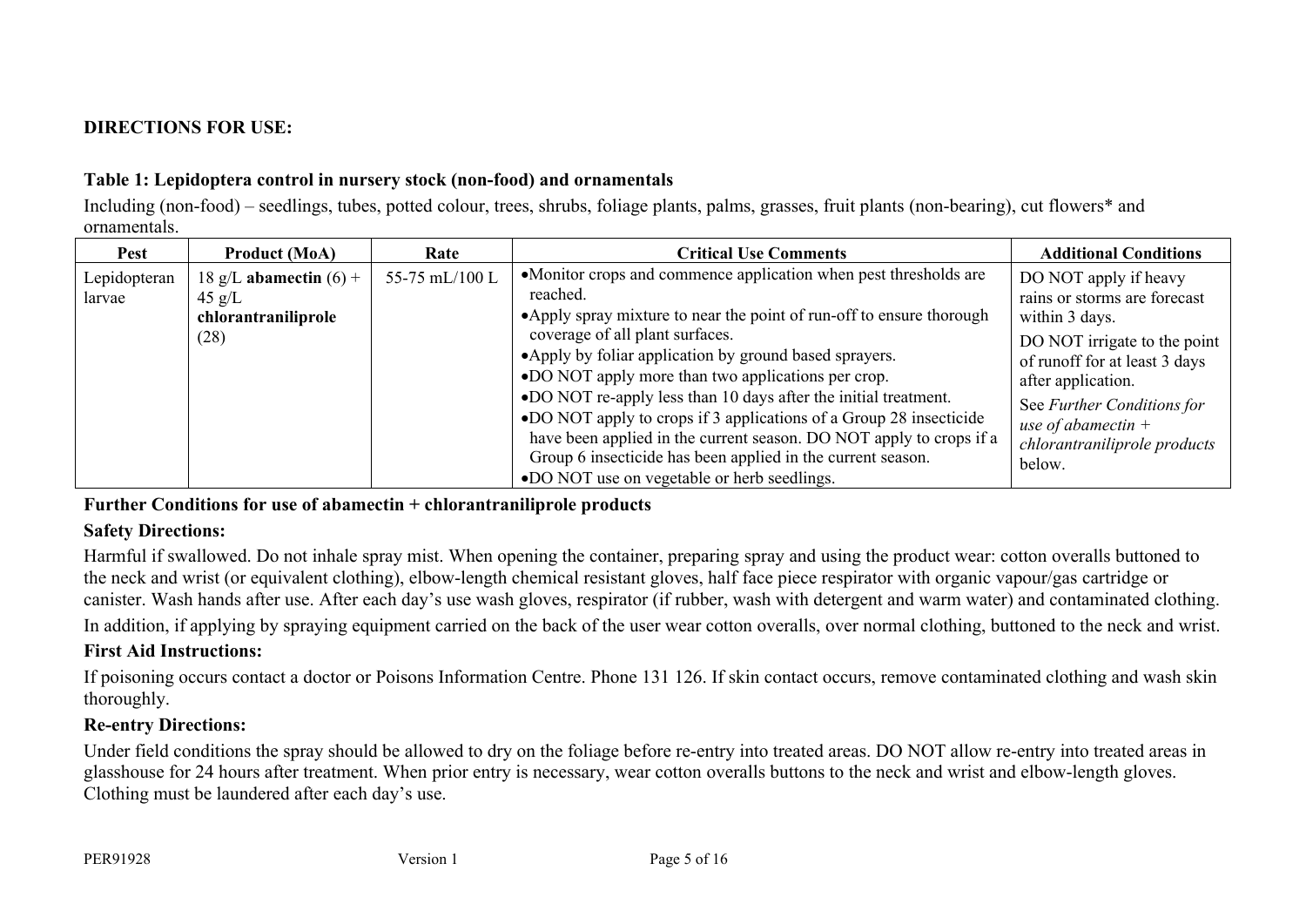**DIRECTIONS FOR USE:**

**Table 1: Lepidoptera control in nursery stock (non-food) and ornamentals**

Including (non-food) – seedlings, tubes, potted colour, trees, shrubs, foliage plants, palms, grasses, fruit plants (non-bearing), cut flowers* and ornamentals.

| Pest | Product (MoA) | Rate | Critical Use Comments | Additional Conditions |
|---|---|---|---|---|
| Lepidopteran larvae | 18 g/L **abamectin** (6) + 45 g/L **chlorantraniliprole** (28) | 55-75 mL/100 L | • Monitor crops and commence application when pest thresholds are reached.<br>• Apply spray mixture to near the point of run-off to ensure thorough coverage of all plant surfaces.<br>• Apply by foliar application by ground based sprayers.<br>• DO NOT apply more than two applications per crop.<br>• DO NOT re-apply less than 10 days after the initial treatment.<br>• DO NOT apply to crops if 3 applications of a Group 28 insecticide have been applied in the current season. DO NOT apply to crops if a Group 6 insecticide has been applied in the current season.<br>• DO NOT use on vegetable or herb seedlings. | DO NOT apply if heavy rains or storms are forecast within 3 days.<br>DO NOT irrigate to the point of runoff for at least 3 days after application.<br>See *Further Conditions for use of abamectin + chlorantraniliprole products* below. |

**Further Conditions for use of abamectin + chlorantraniliprole products**

**Safety Directions:**

Harmful if swallowed. Do not inhale spray mist. When opening the container, preparing spray and using the product wear: cotton overalls buttoned to the neck and wrist (or equivalent clothing), elbow-length chemical resistant gloves, half face piece respirator with organic vapour/gas cartridge or canister. Wash hands after use. After each day's use wash gloves, respirator (if rubber, wash with detergent and warm water) and contaminated clothing.

In addition, if applying by spraying equipment carried on the back of the user wear cotton overalls, over normal clothing, buttoned to the neck and wrist.

**First Aid Instructions:**

If poisoning occurs contact a doctor or Poisons Information Centre. Phone 131 126. If skin contact occurs, remove contaminated clothing and wash skin thoroughly.

**Re-entry Directions:**

Under field conditions the spray should be allowed to dry on the foliage before re-entry into treated areas. DO NOT allow re-entry into treated areas in glasshouse for 24 hours after treatment. When prior entry is necessary, wear cotton overalls buttons to the neck and wrist and elbow-length gloves. Clothing must be laundered after each day's use.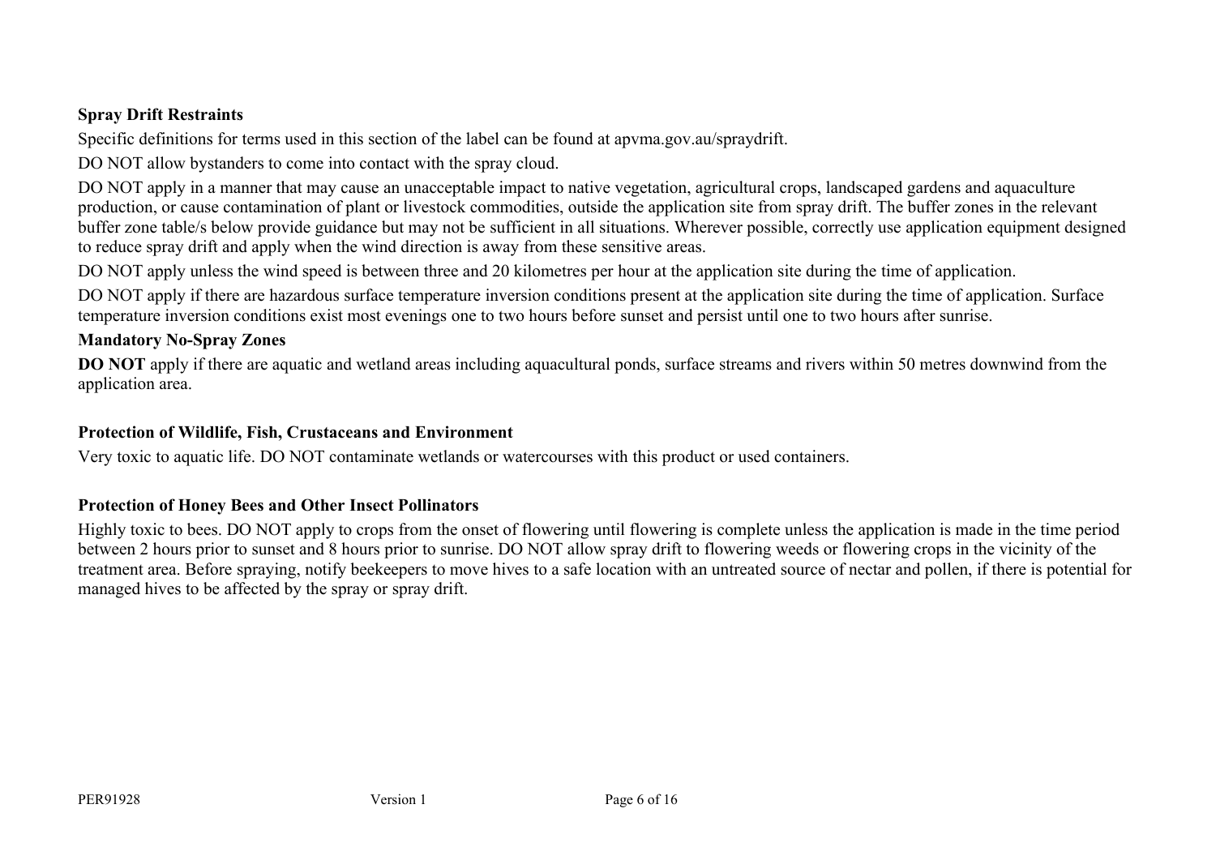**Spray Drift Restraints**

Specific definitions for terms used in this section of the label can be found at apvma.gov.au/spraydrift.

DO NOT allow bystanders to come into contact with the spray cloud.

DO NOT apply in a manner that may cause an unacceptable impact to native vegetation, agricultural crops, landscaped gardens and aquaculture production, or cause contamination of plant or livestock commodities, outside the application site from spray drift. The buffer zones in the relevant buffer zone table/s below provide guidance but may not be sufficient in all situations. Wherever possible, correctly use application equipment designed to reduce spray drift and apply when the wind direction is away from these sensitive areas.

DO NOT apply unless the wind speed is between three and 20 kilometres per hour at the application site during the time of application.

DO NOT apply if there are hazardous surface temperature inversion conditions present at the application site during the time of application. Surface temperature inversion conditions exist most evenings one to two hours before sunset and persist until one to two hours after sunrise.

**Mandatory No-Spray Zones**

**DO NOT** apply if there are aquatic and wetland areas including aquacultural ponds, surface streams and rivers within 50 metres downwind from the application area.

**Protection of Wildlife, Fish, Crustaceans and Environment**

Very toxic to aquatic life. DO NOT contaminate wetlands or watercourses with this product or used containers.

**Protection of Honey Bees and Other Insect Pollinators**

Highly toxic to bees. DO NOT apply to crops from the onset of flowering until flowering is complete unless the application is made in the time period between 2 hours prior to sunset and 8 hours prior to sunrise. DO NOT allow spray drift to flowering weeds or flowering crops in the vicinity of the treatment area. Before spraying, notify beekeepers to move hives to a safe location with an untreated source of nectar and pollen, if there is potential for managed hives to be affected by the spray or spray drift.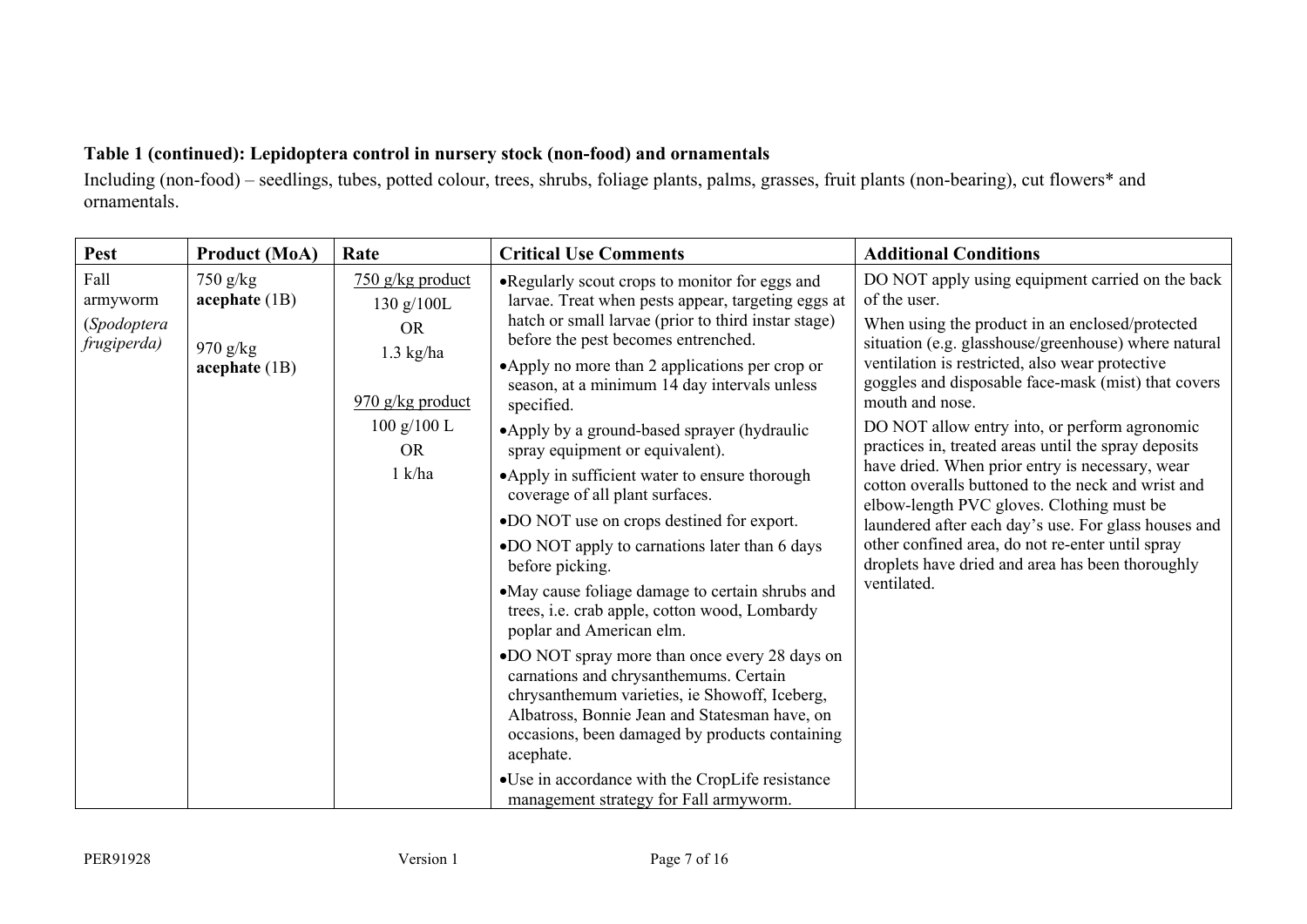**Table 1 (continued): Lepidoptera control in nursery stock (non-food) and ornamentals**

Including (non-food) – seedlings, tubes, potted colour, trees, shrubs, foliage plants, palms, grasses, fruit plants (non-bearing), cut flowers* and ornamentals.

| Pest | Product (MoA) | Rate | Critical Use Comments | Additional Conditions |
|---|---|---|---|---|
| Fall armyworm (*Spodoptera frugiperda)* | 750 g/kg **acephate** (1B)<br><br>970 g/kg **acephate** (1B) | 750 g/kg product<br>130 g/100L<br>OR<br>1.3 kg/ha<br><br>970 g/kg product<br>100 g/100 L<br>OR<br>1 k/ha | • Regularly scout crops to monitor for eggs and larvae. Treat when pests appear, targeting eggs at hatch or small larvae (prior to third instar stage) before the pest becomes entrenched.<br>• Apply no more than 2 applications per crop or season, at a minimum 14 day intervals unless specified.<br>• Apply by a ground-based sprayer (hydraulic spray equipment or equivalent).<br>• Apply in sufficient water to ensure thorough coverage of all plant surfaces.<br>• DO NOT use on crops destined for export.<br>• DO NOT apply to carnations later than 6 days before picking.<br>• May cause foliage damage to certain shrubs and trees, i.e. crab apple, cotton wood, Lombardy poplar and American elm.<br>• DO NOT spray more than once every 28 days on carnations and chrysanthemums. Certain chrysanthemum varieties, ie Showoff, Iceberg, Albatross, Bonnie Jean and Statesman have, on occasions, been damaged by products containing acephate.<br>• Use in accordance with the CropLife resistance management strategy for Fall armyworm. | DO NOT apply using equipment carried on the back of the user.<br>When using the product in an enclosed/protected situation (e.g. glasshouse/greenhouse) where natural ventilation is restricted, also wear protective goggles and disposable face-mask (mist) that covers mouth and nose.<br>DO NOT allow entry into, or perform agronomic practices in, treated areas until the spray deposits have dried. When prior entry is necessary, wear cotton overalls buttoned to the neck and wrist and elbow-length PVC gloves. Clothing must be laundered after each day's use. For glass houses and other confined area, do not re-enter until spray droplets have dried and area has been thoroughly ventilated. |

PER91928 Version 1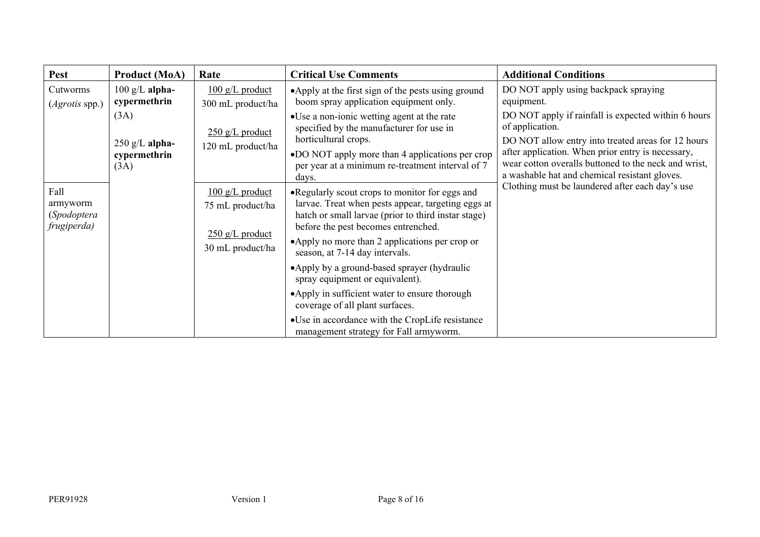| Pest | Product (MoA) | Rate | Critical Use Comments | Additional Conditions |
|---|---|---|---|---|
| Cutworms (*Agrotis* spp.) | 100 g/L **alpha-cypermethrin** (3A)<br><br>250 g/L **alpha-cypermethrin** (3A) | <u>100 g/L product</u><br>300 mL product/ha<br><br><u>250 g/L product</u><br>120 mL product/ha | • Apply at the first sign of the pests using ground boom spray application equipment only.<br>• Use a non-ionic wetting agent at the rate specified by the manufacturer for use in horticultural crops.<br>• DO NOT apply more than 4 applications per crop per year at a minimum re-treatment interval of 7 days. | DO NOT apply using backpack spraying equipment.<br><br>DO NOT apply if rainfall is expected within 6 hours of application.<br><br>DO NOT allow entry into treated areas for 12 hours after application. When prior entry is necessary, wear cotton overalls buttoned to the neck and wrist, a washable hat and chemical resistant gloves. Clothing must be laundered after each day's use |
| Fall armyworm (*Spodoptera frugiperda)* | | <u>100 g/L product</u><br>75 mL product/ha<br><br><u>250 g/L product</u><br>30 mL product/ha | • Regularly scout crops to monitor for eggs and larvae. Treat when pests appear, targeting eggs at hatch or small larvae (prior to third instar stage) before the pest becomes entrenched.<br>• Apply no more than 2 applications per crop or season, at 7-14 day intervals.<br>• Apply by a ground-based sprayer (hydraulic spray equipment or equivalent).<br>• Apply in sufficient water to ensure thorough coverage of all plant surfaces.<br>• Use in accordance with the CropLife resistance management strategy for Fall armyworm. | |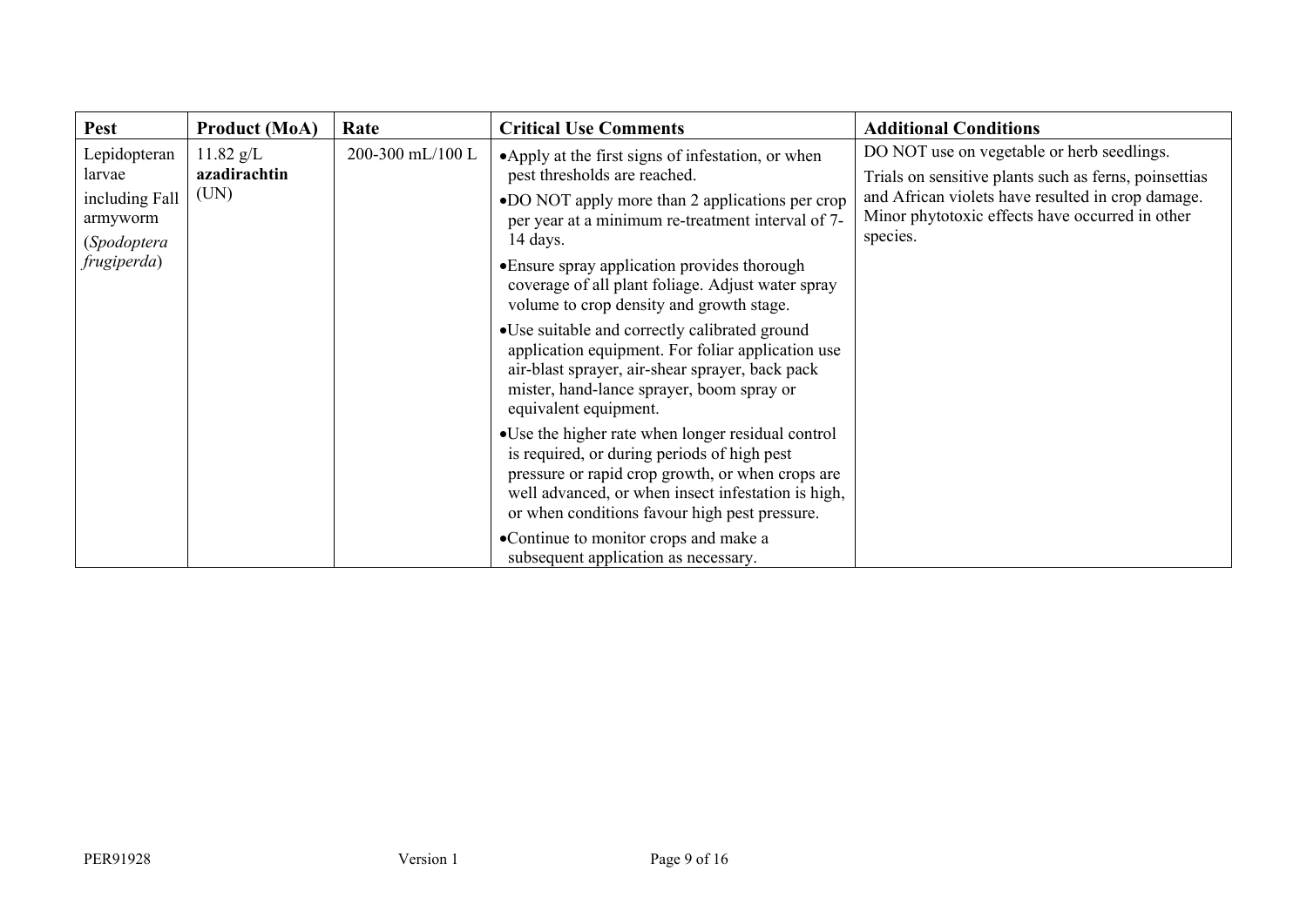| Pest | Product (MoA) | Rate | Critical Use Comments | Additional Conditions |
|---|---|---|---|---|
| Lepidopteran larvae including Fall armyworm (*Spodoptera frugiperda*) | 11.82 g/L **azadirachtin** (UN) | 200-300 mL/100 L | •Apply at the first signs of infestation, or when pest thresholds are reached.<br>•DO NOT apply more than 2 applications per crop per year at a minimum re-treatment interval of 7-14 days.<br>•Ensure spray application provides thorough coverage of all plant foliage. Adjust water spray volume to crop density and growth stage.<br>•Use suitable and correctly calibrated ground application equipment. For foliar application use air-blast sprayer, air-shear sprayer, back pack mister, hand-lance sprayer, boom spray or equivalent equipment.<br>•Use the higher rate when longer residual control is required, or during periods of high pest pressure or rapid crop growth, or when crops are well advanced, or when insect infestation is high, or when conditions favour high pest pressure.<br>•Continue to monitor crops and make a subsequent application as necessary. | DO NOT use on vegetable or herb seedlings.<br>Trials on sensitive plants such as ferns, poinsettias and African violets have resulted in crop damage. Minor phytotoxic effects have occurred in other species. |

PER91928 Version 1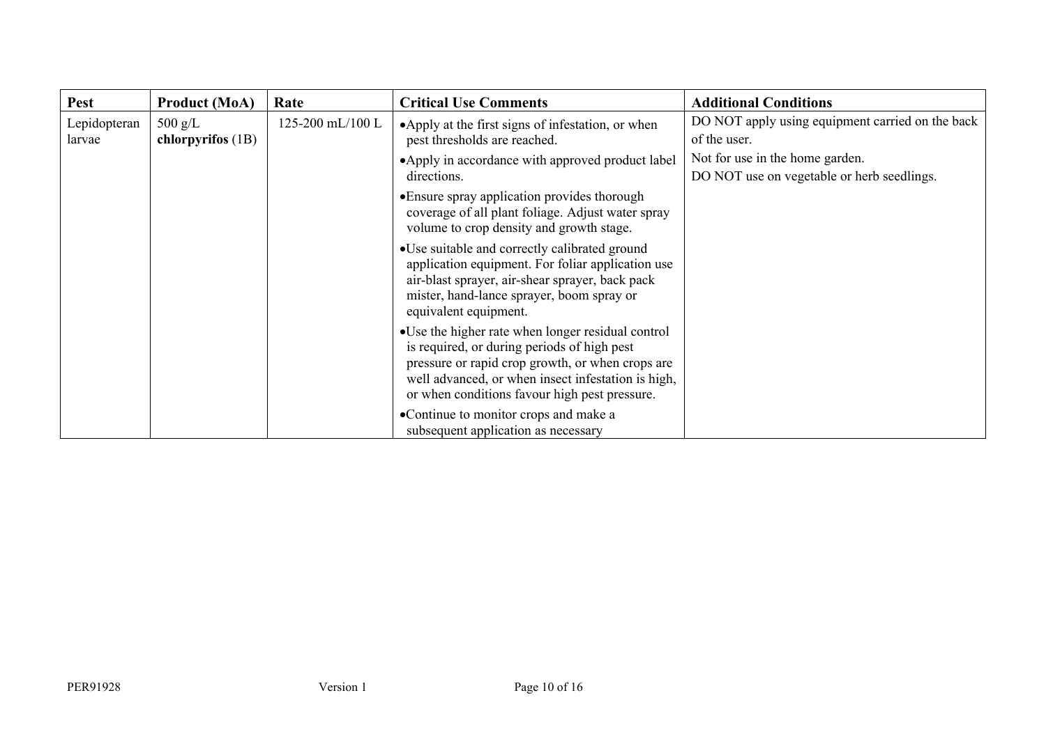| Pest | Product (MoA) | Rate | Critical Use Comments | Additional Conditions |
|---|---|---|---|---|
| Lepidopteran larvae | 500 g/L **chlorpyrifos** (1B) | 125-200 mL/100 L | •Apply at the first signs of infestation, or when pest thresholds are reached.<br>•Apply in accordance with approved product label directions.<br>•Ensure spray application provides thorough coverage of all plant foliage. Adjust water spray volume to crop density and growth stage.<br>•Use suitable and correctly calibrated ground application equipment. For foliar application use air-blast sprayer, air-shear sprayer, back pack mister, hand-lance sprayer, boom spray or equivalent equipment.<br>•Use the higher rate when longer residual control is required, or during periods of high pest pressure or rapid crop growth, or when crops are well advanced, or when insect infestation is high, or when conditions favour high pest pressure.<br>•Continue to monitor crops and make a subsequent application as necessary | DO NOT apply using equipment carried on the back of the user.<br>Not for use in the home garden.<br>DO NOT use on vegetable or herb seedlings. |

PER91928 Version 1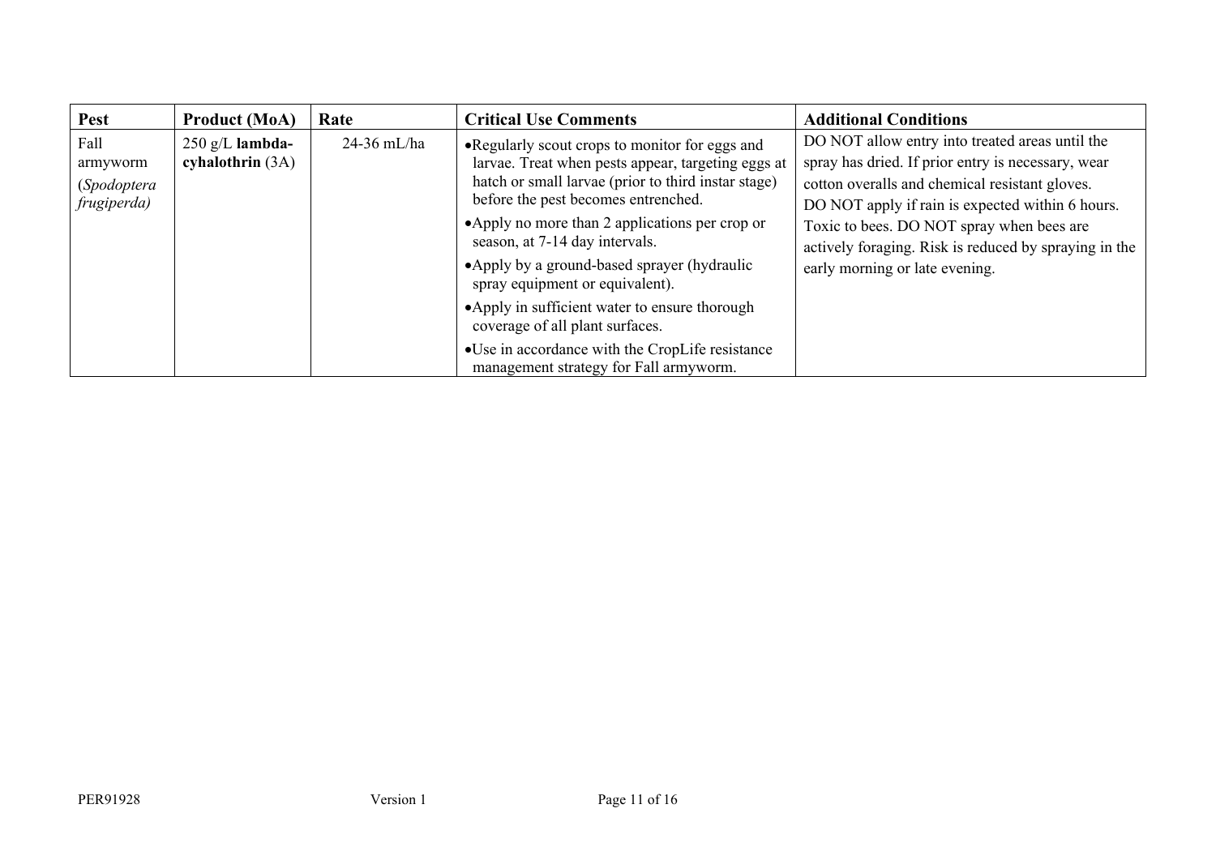| Pest | Product (MoA) | Rate | Critical Use Comments | Additional Conditions |
| --- | --- | --- | --- | --- |
| Fall armyworm (*Spodoptera frugiperda)* | 250 g/L **lambda-cyhalothrin** (3A) | 24-36 mL/ha | • Regularly scout crops to monitor for eggs and larvae. Treat when pests appear, targeting eggs at hatch or small larvae (prior to third instar stage) before the pest becomes entrenched.<br>• Apply no more than 2 applications per crop or season, at 7-14 day intervals.<br>• Apply by a ground-based sprayer (hydraulic spray equipment or equivalent).<br>• Apply in sufficient water to ensure thorough coverage of all plant surfaces.<br>• Use in accordance with the CropLife resistance management strategy for Fall armyworm. | DO NOT allow entry into treated areas until the spray has dried. If prior entry is necessary, wear cotton overalls and chemical resistant gloves.<br>DO NOT apply if rain is expected within 6 hours.<br>Toxic to bees. DO NOT spray when bees are actively foraging. Risk is reduced by spraying in the early morning or late evening. |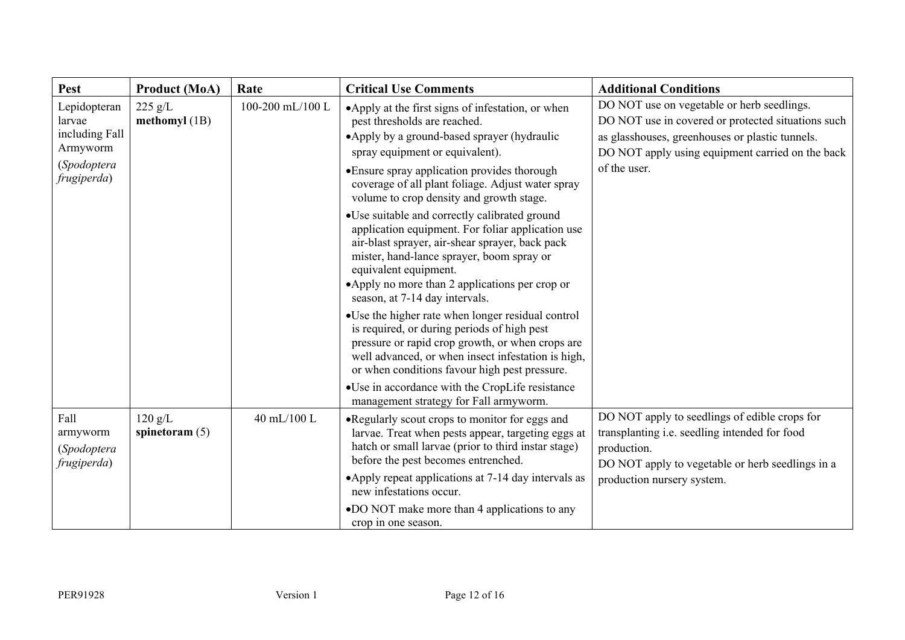| Pest | Product (MoA) | Rate | Critical Use Comments | Additional Conditions |
|---|---|---|---|---|
| Lepidopteran larvae including Fall Armyworm (*Spodoptera frugiperda*) | 225 g/L **methomyl** (1B) | 100-200 mL/100 L | • Apply at the first signs of infestation, or when pest thresholds are reached.<br>• Apply by a ground-based sprayer (hydraulic spray equipment or equivalent).<br>• Ensure spray application provides thorough coverage of all plant foliage. Adjust water spray volume to crop density and growth stage.<br>• Use suitable and correctly calibrated ground application equipment. For foliar application use air-blast sprayer, air-shear sprayer, back pack mister, hand-lance sprayer, boom spray or equivalent equipment.<br>• Apply no more than 2 applications per crop or season, at 7-14 day intervals.<br>• Use the higher rate when longer residual control is required, or during periods of high pest pressure or rapid crop growth, or when crops are well advanced, or when insect infestation is high, or when conditions favour high pest pressure.<br>• Use in accordance with the CropLife resistance management strategy for Fall armyworm. | DO NOT use on vegetable or herb seedlings.<br>DO NOT use in covered or protected situations such as glasshouses, greenhouses or plastic tunnels.<br>DO NOT apply using equipment carried on the back of the user. |
| Fall armyworm (*Spodoptera frugiperda*) | 120 g/L **spinetoram** (5) | 40 mL/100 L | • Regularly scout crops to monitor for eggs and larvae. Treat when pests appear, targeting eggs at hatch or small larvae (prior to third instar stage) before the pest becomes entrenched.<br>• Apply repeat applications at 7-14 day intervals as new infestations occur.<br>• DO NOT make more than 4 applications to any crop in one season. | DO NOT apply to seedlings of edible crops for transplanting i.e. seedling intended for food production.<br>DO NOT apply to vegetable or herb seedlings in a production nursery system. |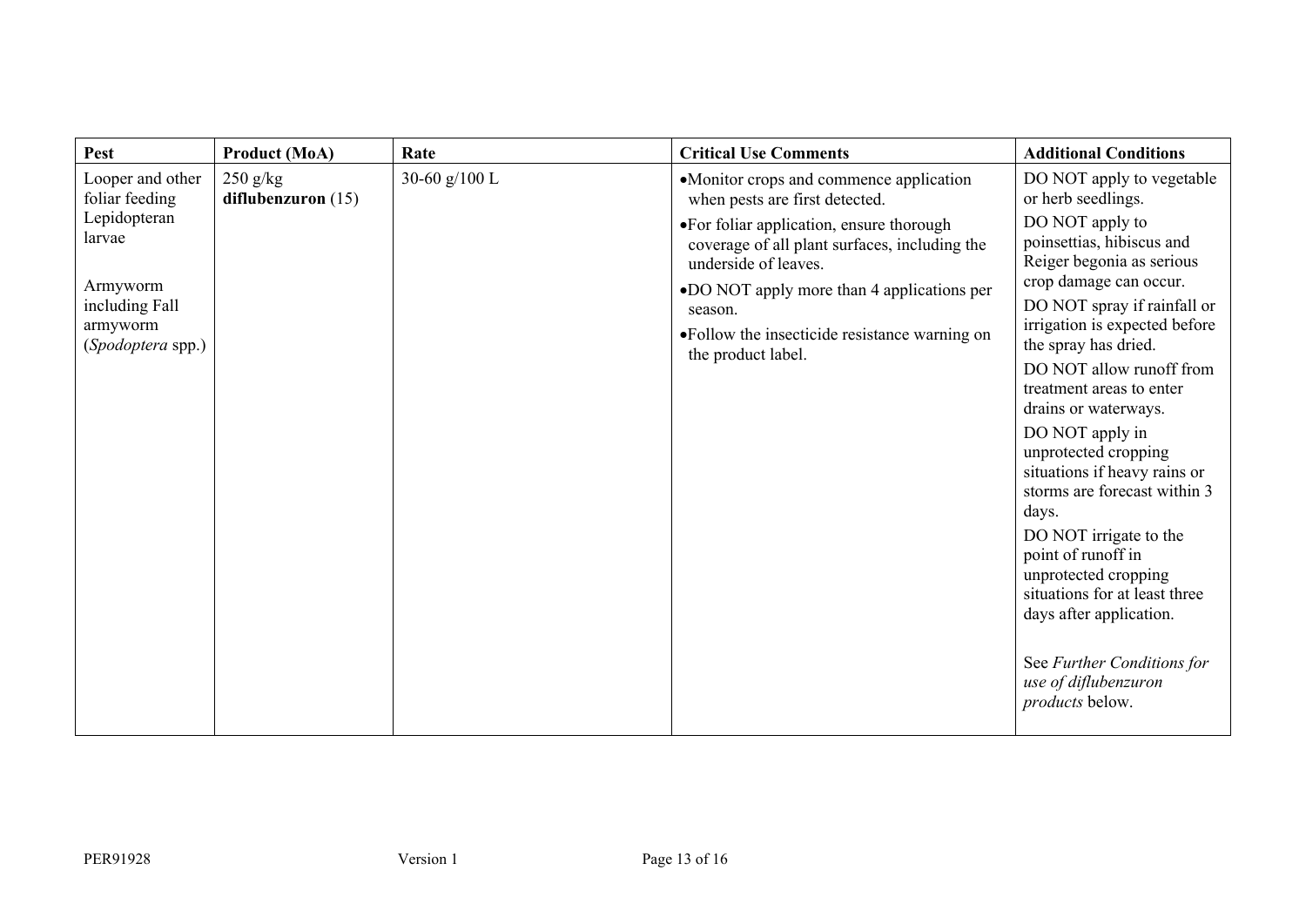| Pest | Product (MoA) | Rate | Critical Use Comments | Additional Conditions |
|---|---|---|---|---|
| Looper and other foliar feeding Lepidopteran larvae<br><br>Armyworm including Fall armyworm (*Spodoptera* spp.) | 250 g/kg **diflubenzuron** (15) | 30-60 g/100 L | •Monitor crops and commence application when pests are first detected.<br>•For foliar application, ensure thorough coverage of all plant surfaces, including the underside of leaves.<br>•DO NOT apply more than 4 applications per season.<br>•Follow the insecticide resistance warning on the product label. | DO NOT apply to vegetable or herb seedlings.<br>DO NOT apply to poinsettias, hibiscus and Reiger begonia as serious crop damage can occur.<br>DO NOT spray if rainfall or irrigation is expected before the spray has dried.<br>DO NOT allow runoff from treatment areas to enter drains or waterways.<br>DO NOT apply in unprotected cropping situations if heavy rains or storms are forecast within 3 days.<br>DO NOT irrigate to the point of runoff in unprotected cropping situations for at least three days after application.<br><br>See *Further Conditions for use of diflubenzuron products* below. |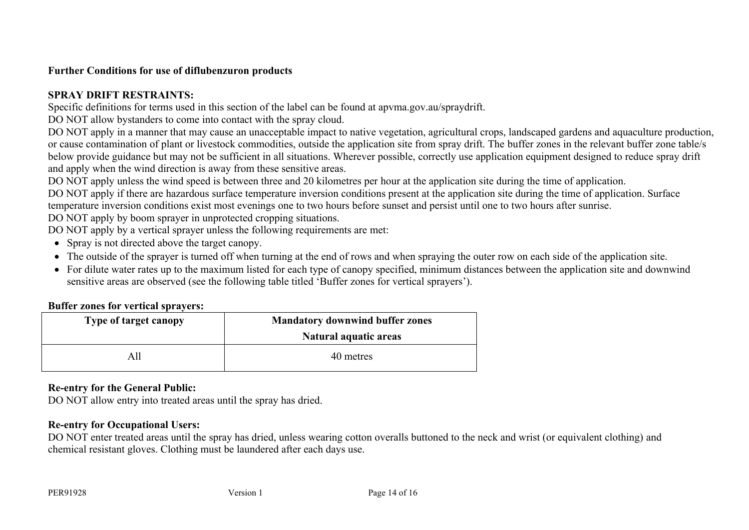**Further Conditions for use of diflubenzuron products**

**SPRAY DRIFT RESTRAINTS:**

Specific definitions for terms used in this section of the label can be found at apvma.gov.au/spraydrift.

DO NOT allow bystanders to come into contact with the spray cloud.

DO NOT apply in a manner that may cause an unacceptable impact to native vegetation, agricultural crops, landscaped gardens and aquaculture production, or cause contamination of plant or livestock commodities, outside the application site from spray drift. The buffer zones in the relevant buffer zone table/s below provide guidance but may not be sufficient in all situations. Wherever possible, correctly use application equipment designed to reduce spray drift and apply when the wind direction is away from these sensitive areas.

DO NOT apply unless the wind speed is between three and 20 kilometres per hour at the application site during the time of application.

DO NOT apply if there are hazardous surface temperature inversion conditions present at the application site during the time of application. Surface temperature inversion conditions exist most evenings one to two hours before sunset and persist until one to two hours after sunrise.

DO NOT apply by boom sprayer in unprotected cropping situations.

DO NOT apply by a vertical sprayer unless the following requirements are met:

- Spray is not directed above the target canopy.
- The outside of the sprayer is turned off when turning at the end of rows and when spraying the outer row on each side of the application site.
- For dilute water rates up to the maximum listed for each type of canopy specified, minimum distances between the application site and downwind sensitive areas are observed (see the following table titled 'Buffer zones for vertical sprayers').

**Buffer zones for vertical sprayers:**

| Type of target canopy | Mandatory downwind buffer zones<br>Natural aquatic areas |
|---|---|
| All | 40 metres |

**Re-entry for the General Public:**

DO NOT allow entry into treated areas until the spray has dried.

**Re-entry for Occupational Users:**

DO NOT enter treated areas until the spray has dried, unless wearing cotton overalls buttoned to the neck and wrist (or equivalent clothing) and chemical resistant gloves. Clothing must be laundered after each days use.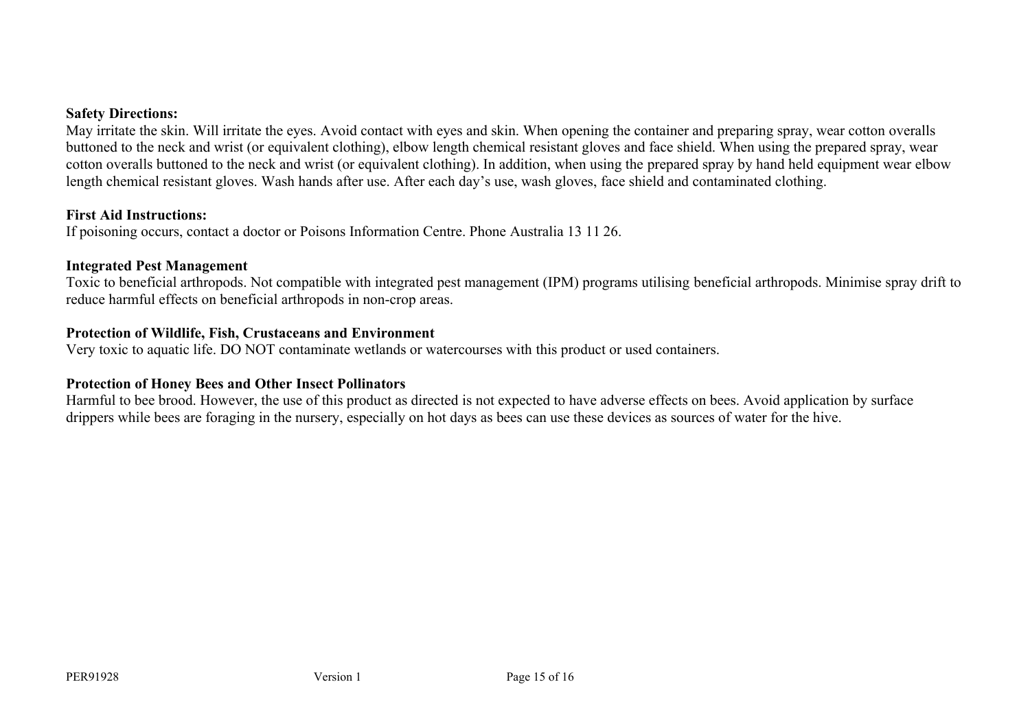**Safety Directions:**
May irritate the skin. Will irritate the eyes. Avoid contact with eyes and skin. When opening the container and preparing spray, wear cotton overalls buttoned to the neck and wrist (or equivalent clothing), elbow length chemical resistant gloves and face shield. When using the prepared spray, wear cotton overalls buttoned to the neck and wrist (or equivalent clothing). In addition, when using the prepared spray by hand held equipment wear elbow length chemical resistant gloves. Wash hands after use. After each day's use, wash gloves, face shield and contaminated clothing.

**First Aid Instructions:**
If poisoning occurs, contact a doctor or Poisons Information Centre. Phone Australia 13 11 26.

**Integrated Pest Management**
Toxic to beneficial arthropods. Not compatible with integrated pest management (IPM) programs utilising beneficial arthropods. Minimise spray drift to reduce harmful effects on beneficial arthropods in non-crop areas.

**Protection of Wildlife, Fish, Crustaceans and Environment**
Very toxic to aquatic life. DO NOT contaminate wetlands or watercourses with this product or used containers.

**Protection of Honey Bees and Other Insect Pollinators**
Harmful to bee brood. However, the use of this product as directed is not expected to have adverse effects on bees. Avoid application by surface drippers while bees are foraging in the nursery, especially on hot days as bees can use these devices as sources of water for the hive.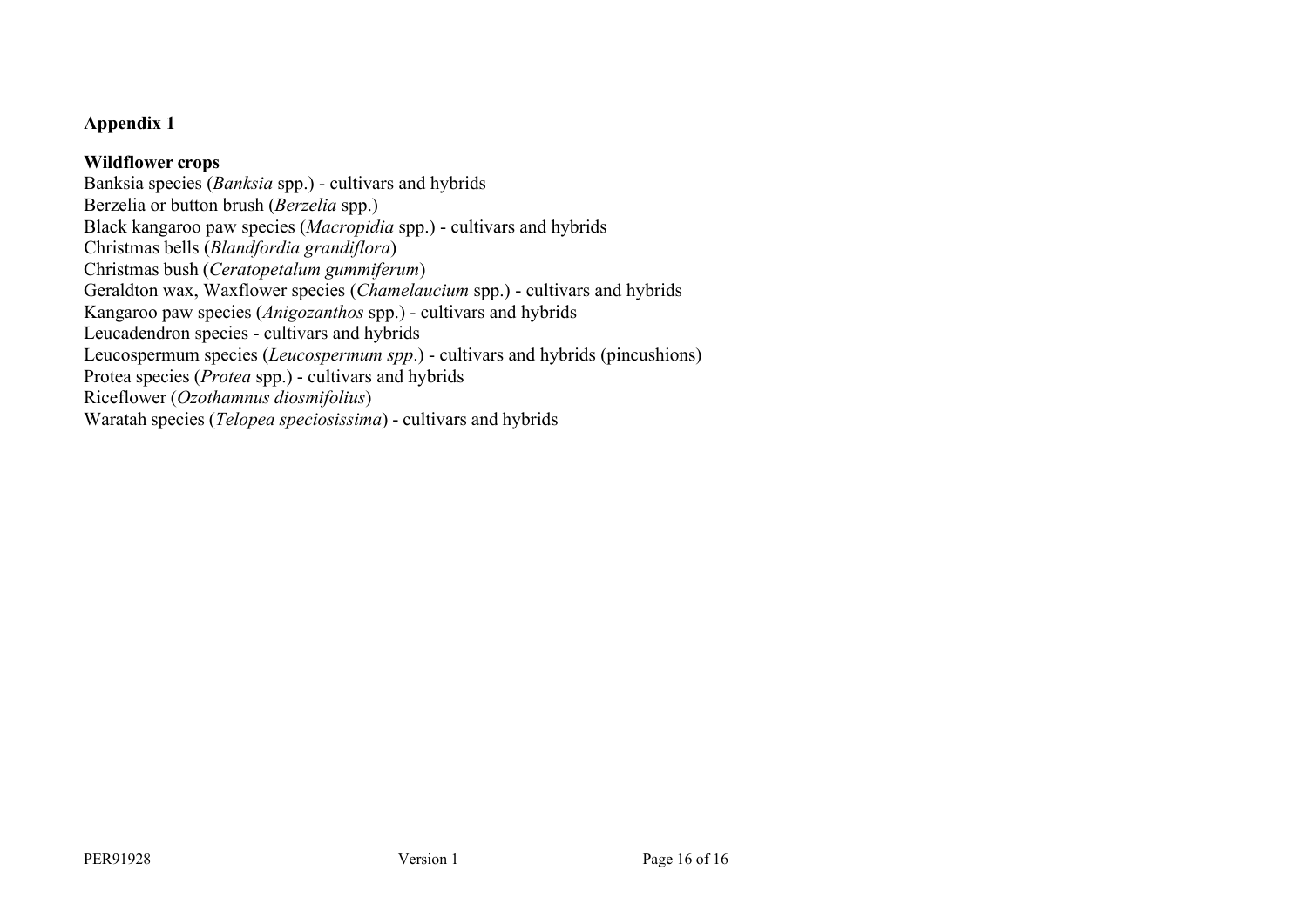**Appendix 1**

**Wildflower crops**

Banksia species (*Banksia* spp.) - cultivars and hybrids
Berzelia or button brush (*Berzelia* spp.)
Black kangaroo paw species (*Macropidia* spp.) - cultivars and hybrids
Christmas bells (*Blandfordia grandiflora*)
Christmas bush (*Ceratopetalum gummiferum*)
Geraldton wax, Waxflower species (*Chamelaucium* spp.) - cultivars and hybrids
Kangaroo paw species (*Anigozanthos* spp.) - cultivars and hybrids
Leucadendron species - cultivars and hybrids
Leucospermum species (*Leucospermum spp*.) - cultivars and hybrids (pincushions)
Protea species (*Protea* spp.) - cultivars and hybrids
Riceflower (*Ozothamnus diosmifolius*)
Waratah species (*Telopea speciosissima*) - cultivars and hybrids